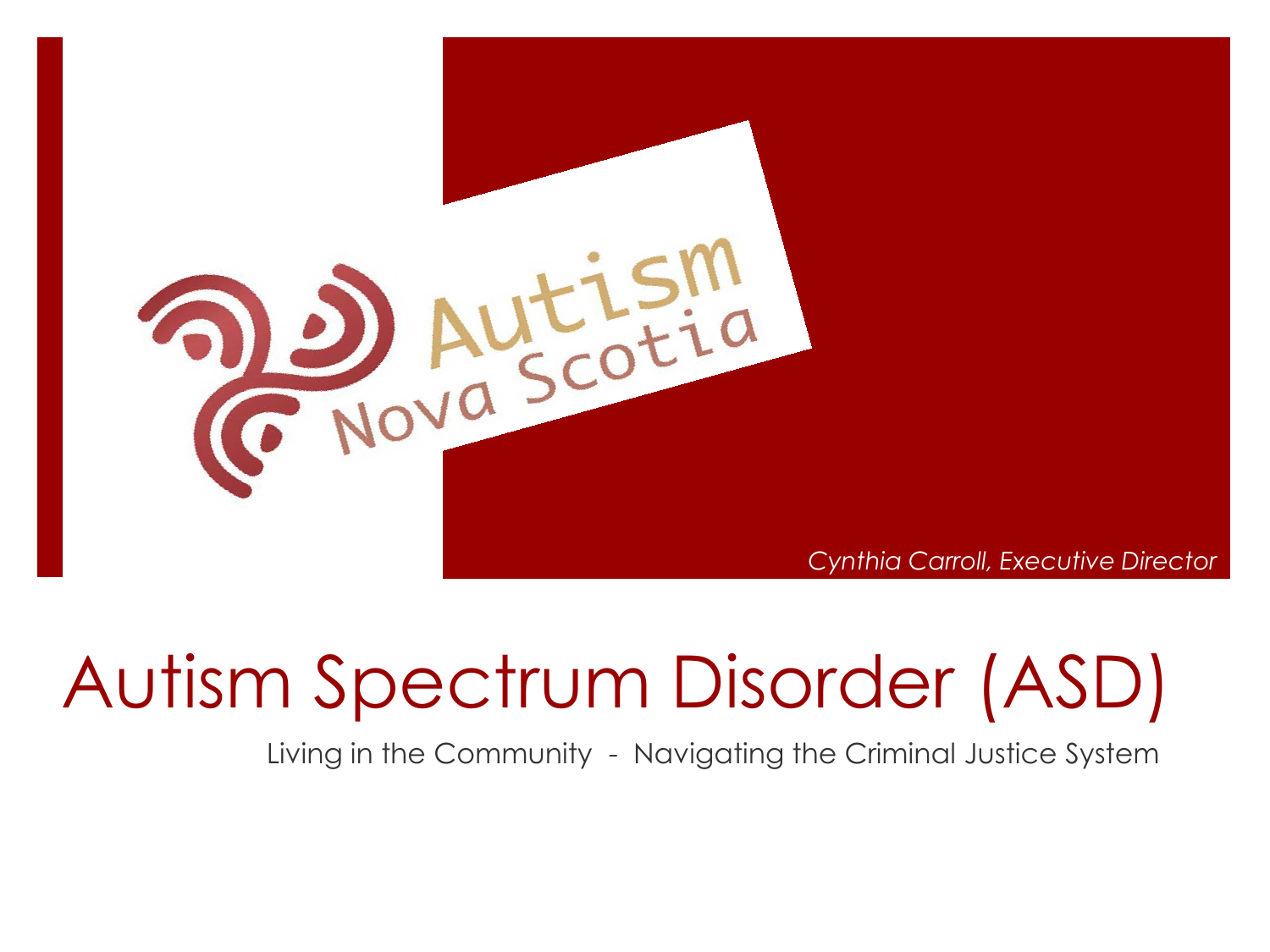Autism Nova Scotia

*Cynthia Carroll, Executive Director*

# Autism Spectrum Disorder (ASD)

Living in the Community - Navigating the Criminal Justice System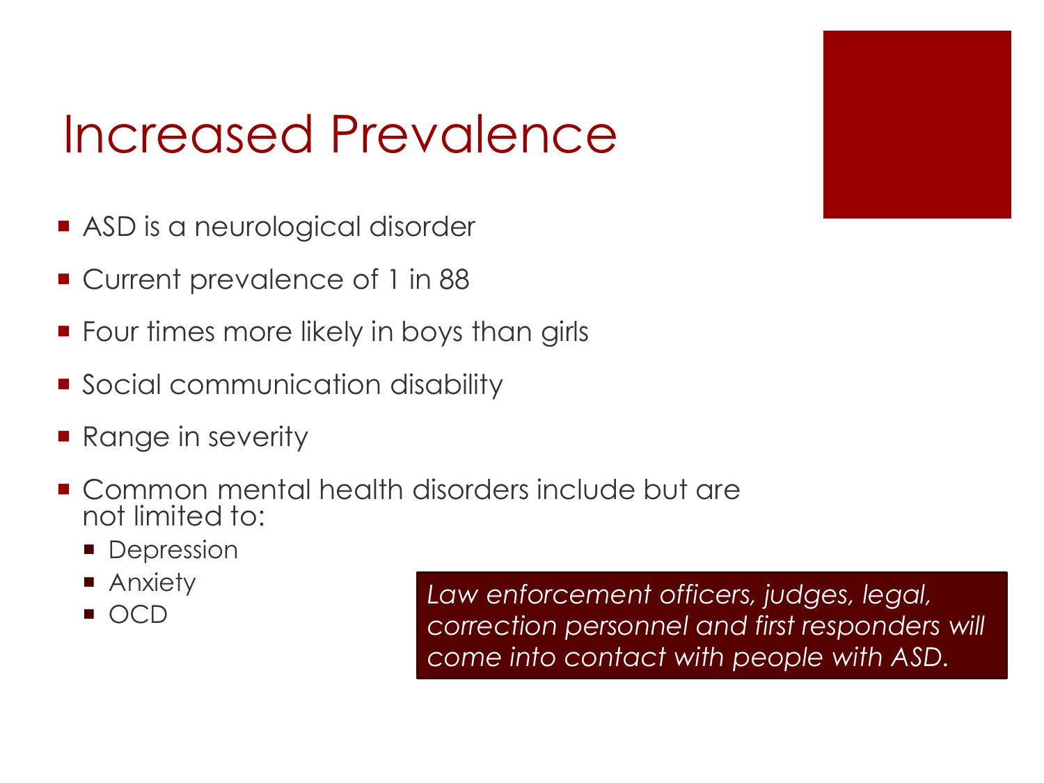# Increased Prevalence

- ASD is a neurological disorder
- Current prevalence of 1 in 88
- Four times more likely in boys than girls
- Social communication disability
- Range in severity
- Common mental health disorders include but are not limited to:
  - Depression
  - Anxiety
  - OCD

*Law enforcement officers, judges, legal, correction personnel and first responders will come into contact with people with ASD.*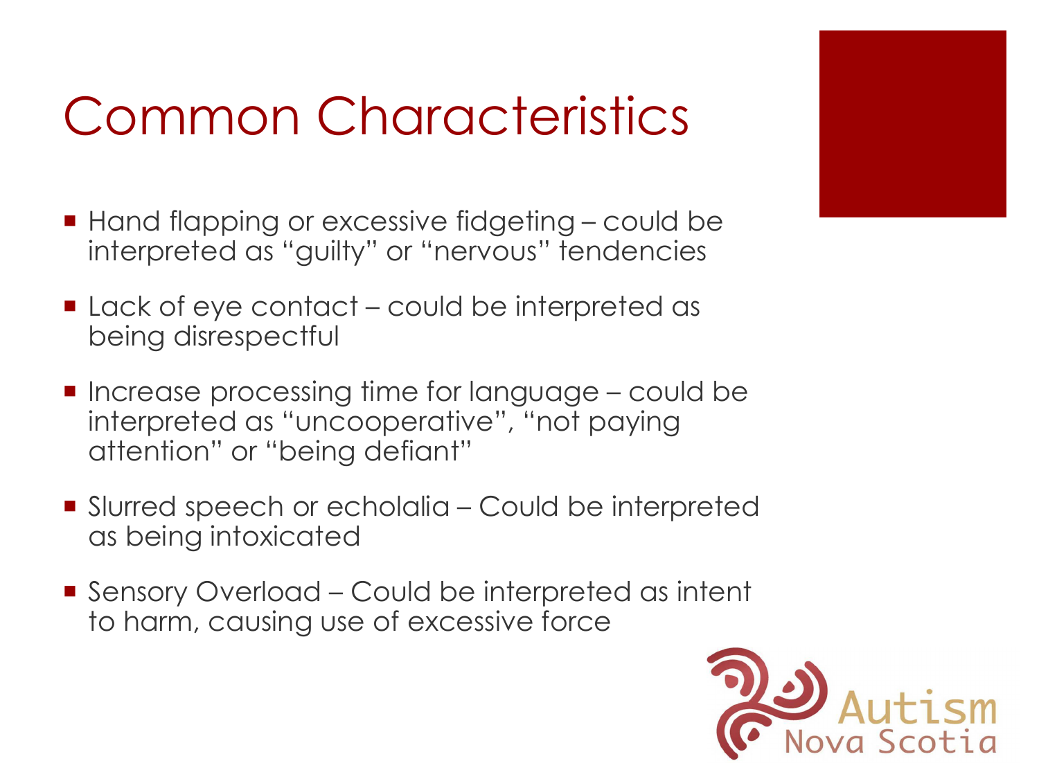# Common Characteristics

- Hand flapping or excessive fidgeting – could be interpreted as "guilty" or "nervous" tendencies
- Lack of eye contact – could be interpreted as being disrespectful
- Increase processing time for language – could be interpreted as "uncooperative", "not paying attention" or "being defiant"
- Slurred speech or echolalia – Could be interpreted as being intoxicated
- Sensory Overload – Could be interpreted as intent to harm, causing use of excessive force

Autism Nova Scotia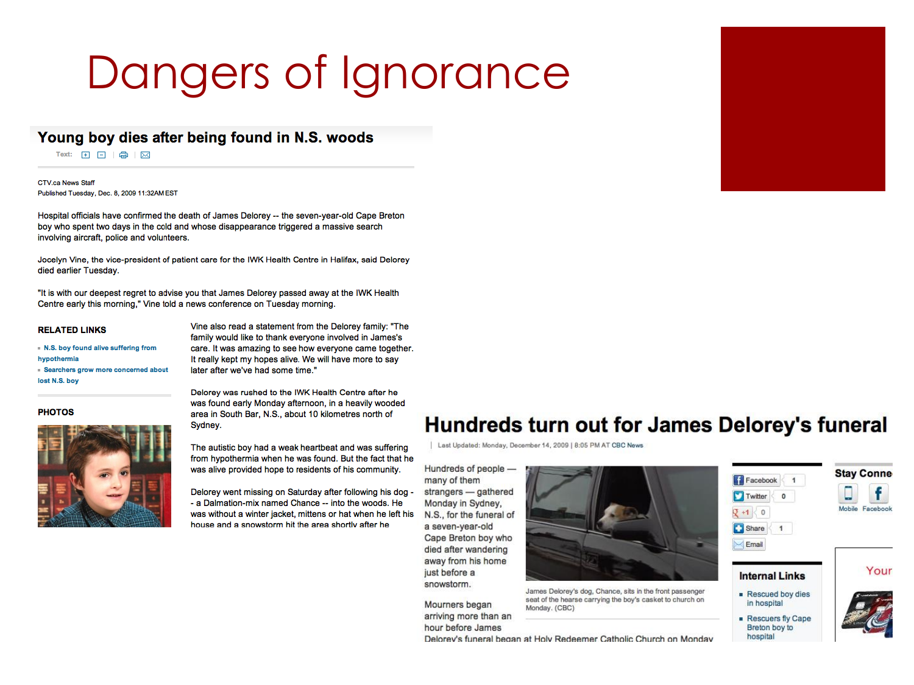# Dangers of Ignorance

## Young boy dies after being found in N.S. woods

Text:

CTV.ca News Staff
Published Tuesday, Dec. 8, 2009 11:32AM EST

Hospital officials have confirmed the death of James Delorey -- the seven-year-old Cape Breton boy who spent two days in the cold and whose disappearance triggered a massive search involving aircraft, police and volunteers.

Jocelyn Vine, the vice-president of patient care for the IWK Health Centre in Halifax, said Delorey died earlier Tuesday.

"It is with our deepest regret to advise you that James Delorey passed away at the IWK Health Centre early this morning," Vine told a news conference on Tuesday morning.

**RELATED LINKS**

- N.S. boy found alive suffering from hypothermia
- Searchers grow more concerned about lost N.S. boy

**PHOTOS**

Vine also read a statement from the Delorey family: "The family would like to thank everyone involved in James's care. It was amazing to see how everyone came together. It really kept my hopes alive. We will have more to say later after we've had some time."

Delorey was rushed to the IWK Health Centre after he was found early Monday afternoon, in a heavily wooded area in South Bar, N.S., about 10 kilometres north of Sydney.

The autistic boy had a weak heartbeat and was suffering from hypothermia when he was found. But the fact that he was alive provided hope to residents of his community.

Delorey went missing on Saturday after following his dog -- a Dalmation-mix named Chance -- into the woods. He was without a winter jacket, mittens or hat when he left his house and a snowstorm hit the area shortly after he

## Hundreds turn out for James Delorey's funeral

Last Updated: Monday, December 14, 2009 | 8:05 PM AT CBC News

Hundreds of people — many of them strangers — gathered Monday in Sydney, N.S., for the funeral of a seven-year-old Cape Breton boy who died after wandering away from his home just before a snowstorm.

James Delorey's dog, Chance, sits in the front passenger seat of the hearse carrying the boy's casket to church on Monday. (CBC)

Mourners began arriving more than an hour before James Delorey's funeral began at Holy Redeemer Catholic Church on Monday

Facebook 1
Twitter 0
+1 0
Share 1
Email

**Internal Links**

- Rescued boy dies in hospital
- Rescuers fly Cape Breton boy to hospital

Stay Conne

Mobile Facebook

Your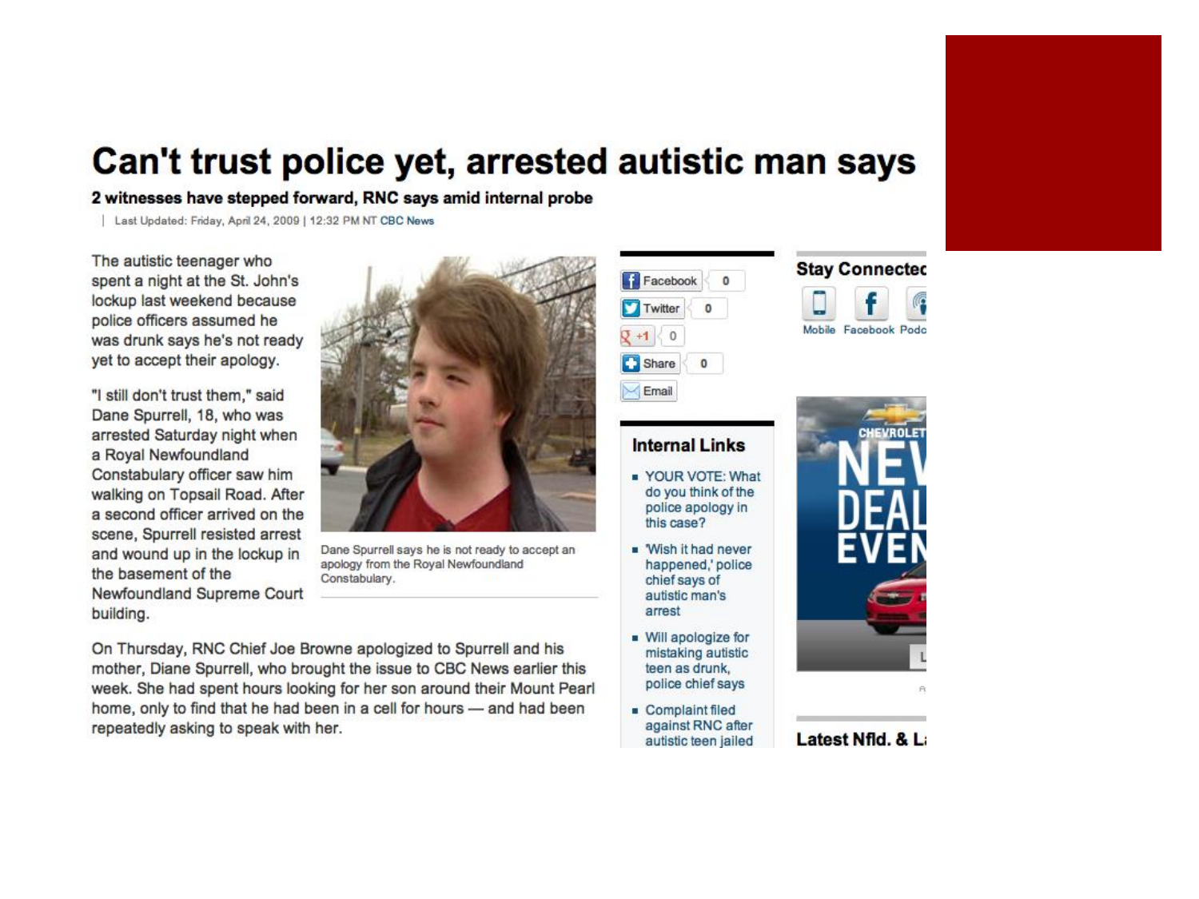# Can't trust police yet, arrested autistic man says

**2 witnesses have stepped forward, RNC says amid internal probe**

| Last Updated: Friday, April 24, 2009 | 12:32 PM NT CBC News

The autistic teenager who spent a night at the St. John's lockup last weekend because police officers assumed he was drunk says he's not ready yet to accept their apology.

"I still don't trust them," said Dane Spurrell, 18, who was arrested Saturday night when a Royal Newfoundland Constabulary officer saw him walking on Topsail Road. After a second officer arrived on the scene, Spurrell resisted arrest and wound up in the lockup in the basement of the Newfoundland Supreme Court building.

Dane Spurrell says he is not ready to accept an apology from the Royal Newfoundland Constabulary.

On Thursday, RNC Chief Joe Browne apologized to Spurrell and his mother, Diane Spurrell, who brought the issue to CBC News earlier this week. She had spent hours looking for her son around their Mount Pearl home, only to find that he had been in a cell for hours — and had been repeatedly asking to speak with her.

Facebook 0
Twitter 0
+1 0
Share 0
Email

## Internal Links

- YOUR VOTE: What do you think of the police apology in this case?
- 'Wish it had never happened,' police chief says of autistic man's arrest
- Will apologize for mistaking autistic teen as drunk, police chief says
- Complaint filed against RNC after autistic teen jailed

**Stay Connected**

Mobile Facebook Podc

**Latest Nfld. & L**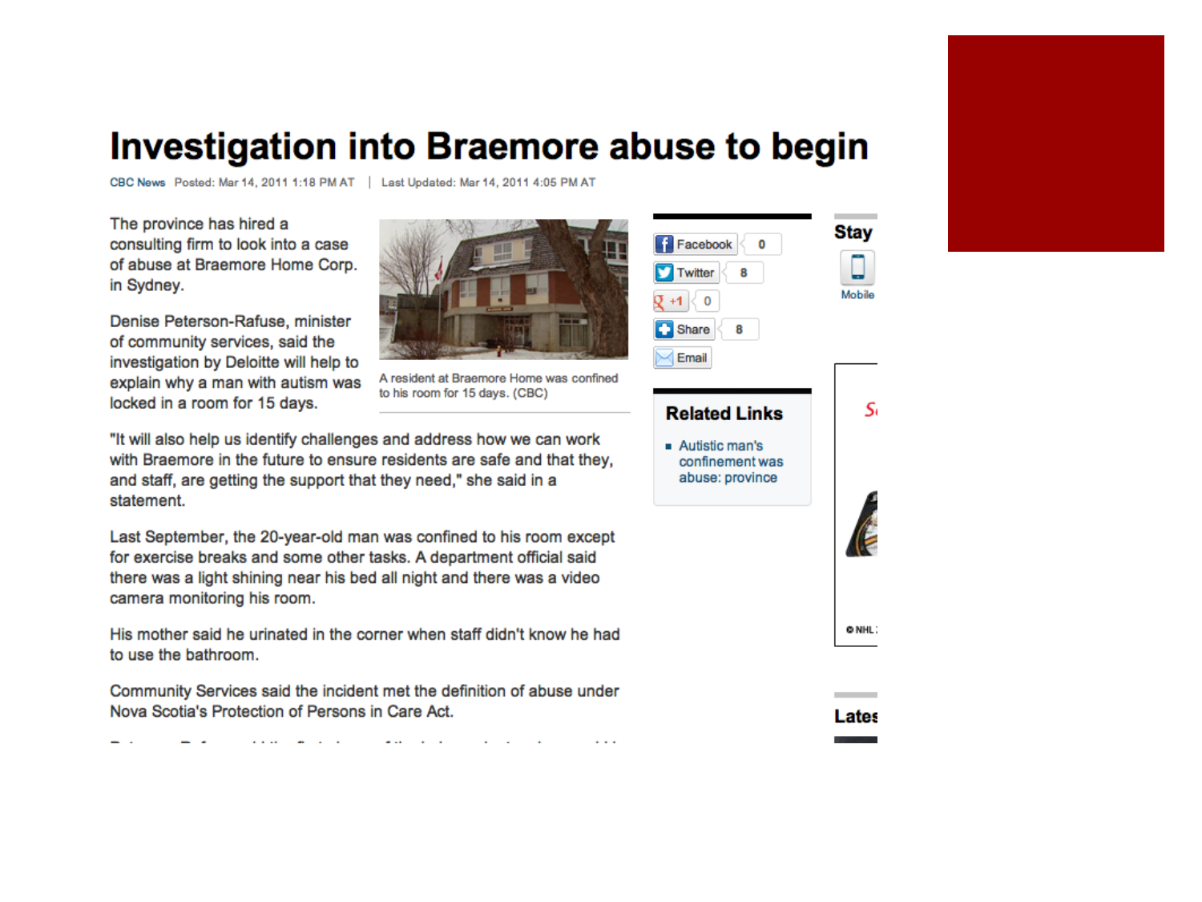# Investigation into Braemore abuse to begin

CBC News Posted: Mar 14, 2011 1:18 PM AT | Last Updated: Mar 14, 2011 4:05 PM AT

The province has hired a consulting firm to look into a case of abuse at Braemore Home Corp. in Sydney.

Denise Peterson-Rafuse, minister of community services, said the investigation by Deloitte will help to explain why a man with autism was locked in a room for 15 days.

A resident at Braemore Home was confined to his room for 15 days. (CBC)

"It will also help us identify challenges and address how we can work with Braemore in the future to ensure residents are safe and that they, and staff, are getting the support that they need," she said in a statement.

Last September, the 20-year-old man was confined to his room except for exercise breaks and some other tasks. A department official said there was a light shining near his bed all night and there was a video camera monitoring his room.

His mother said he urinated in the corner when staff didn't know he had to use the bathroom.

Community Services said the incident met the definition of abuse under Nova Scotia's Protection of Persons in Care Act.

Facebook 0
Twitter 8
+1 0
Share 8
Email

**Related Links**

- Autistic man's confinement was abuse: province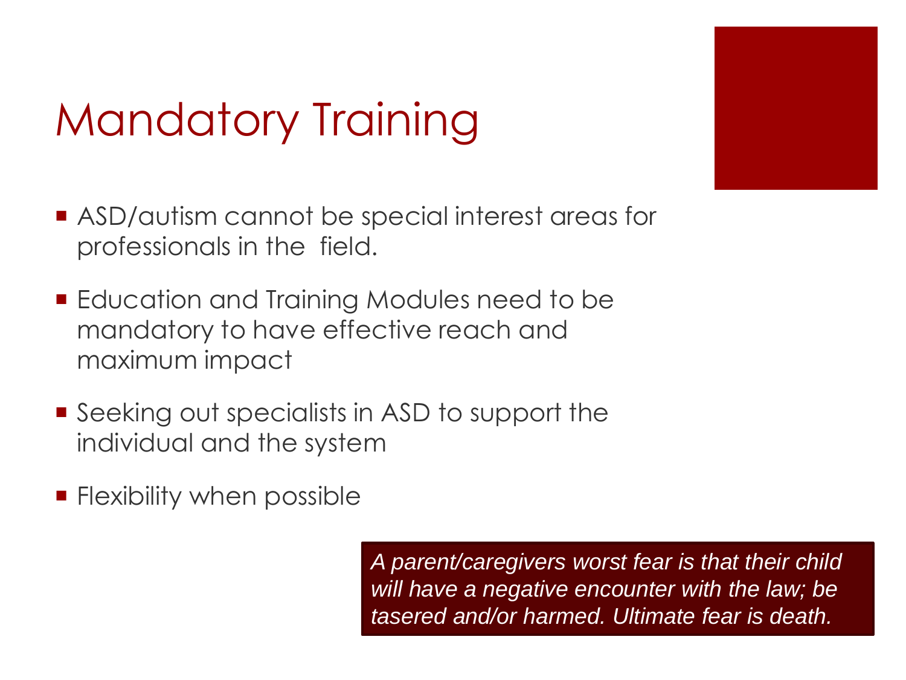# Mandatory Training

- ASD/autism cannot be special interest areas for professionals in the  field.
- Education and Training Modules need to be mandatory to have effective reach and maximum impact
- Seeking out specialists in ASD to support the individual and the system
- Flexibility when possible

*A parent/caregivers worst fear is that their child will have a negative encounter with the law; be tasered and/or harmed. Ultimate fear is death.*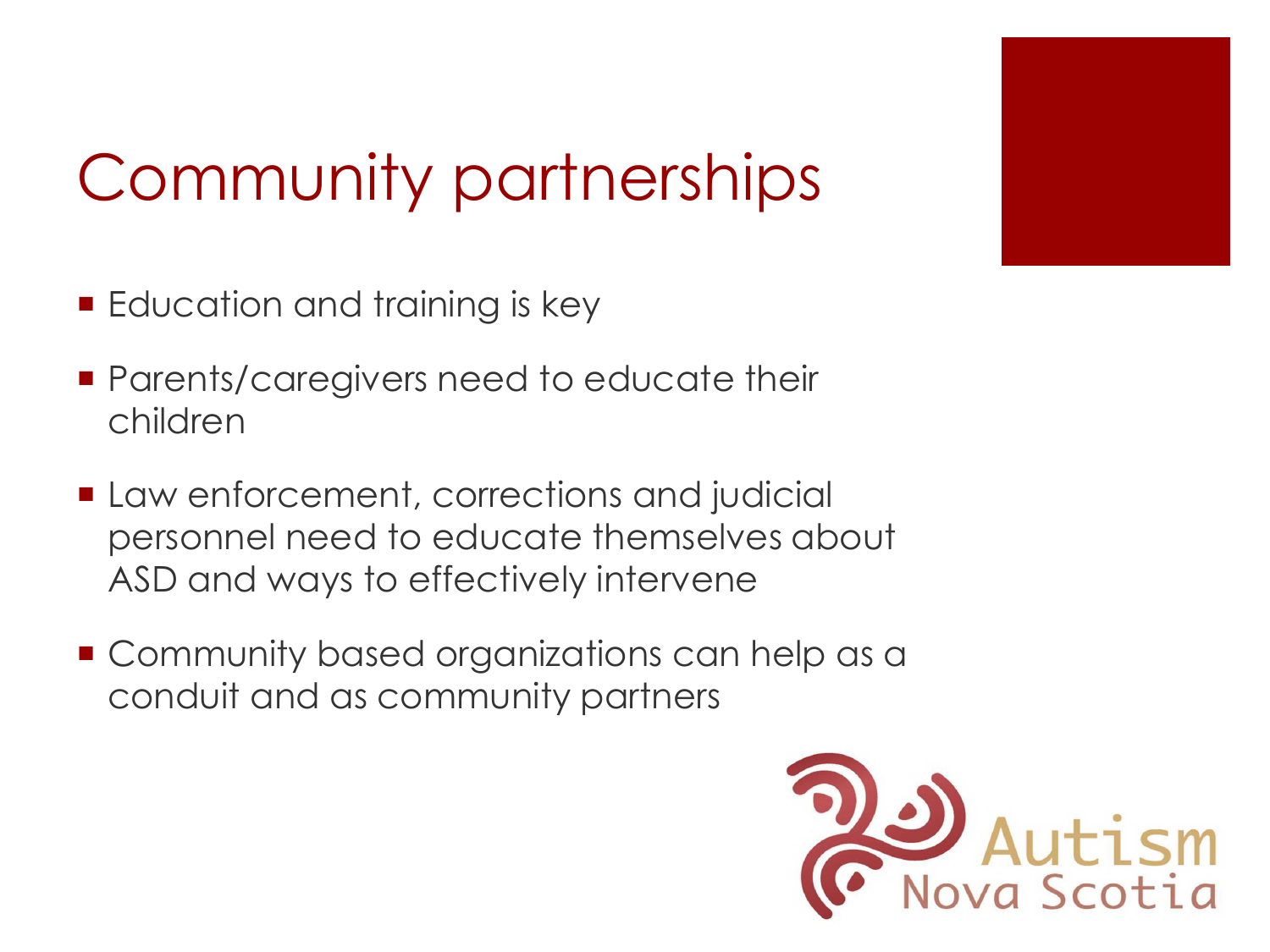# Community partnerships

- Education and training is key
- Parents/caregivers need to educate their children
- Law enforcement, corrections and judicial personnel need to educate themselves about ASD and ways to effectively intervene
- Community based organizations can help as a conduit and as community partners

Autism Nova Scotia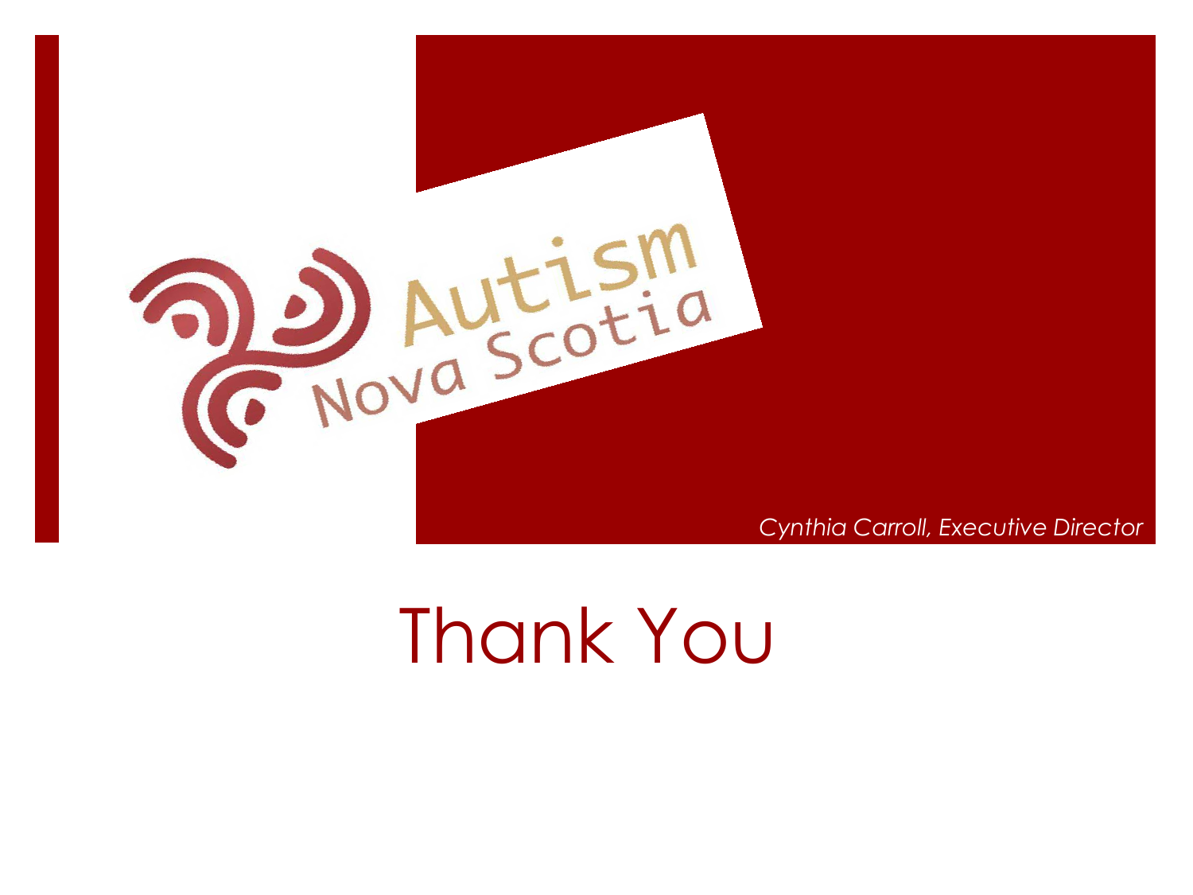Autism Nova Scotia

*Cynthia Carroll, Executive Director*

# Thank You